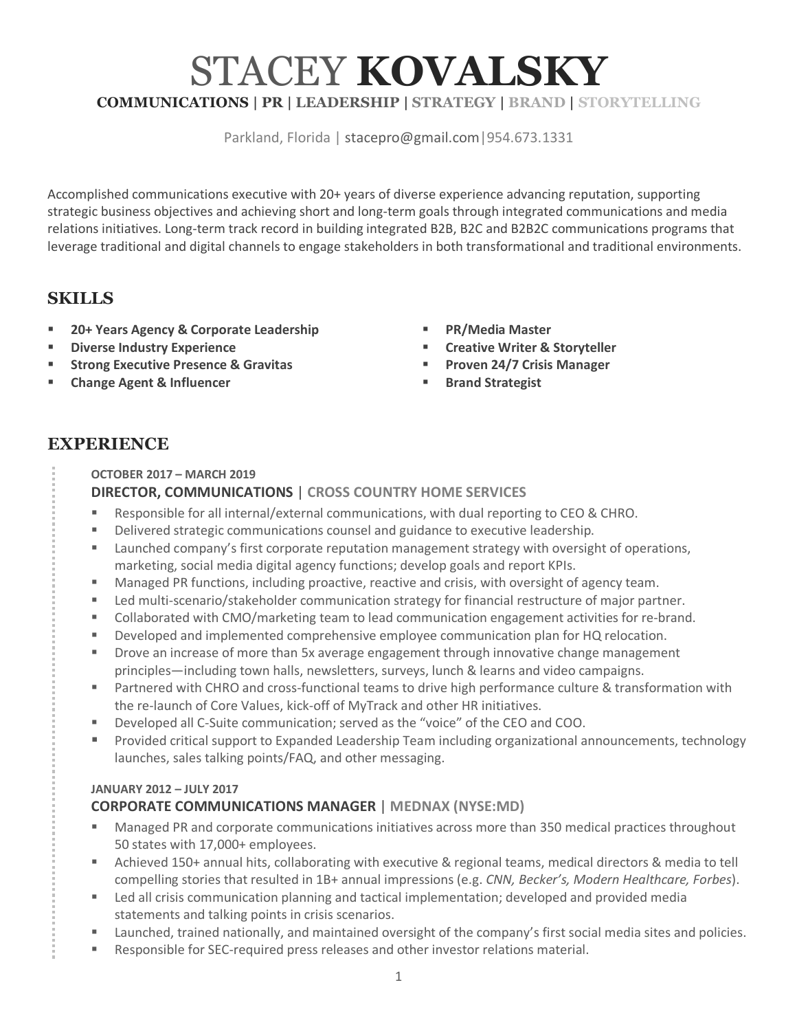# STACEY **KOVALSKY**

**COMMUNICATIONS | PR | LEADERSHIP | STRATEGY | BRAND | STORYTELLING**

Parkland, Florida | stacepro@gmail.com|954.673.1331

Accomplished communications executive with 20+ years of diverse experience advancing reputation, supporting strategic business objectives and achieving short and long-term goals through integrated communications and media relations initiatives. Long-term track record in building integrated B2B, B2C and B2B2C communications programs that leverage traditional and digital channels to engage stakeholders in both transformational and traditional environments.

## SKILLS

- **20+ Years Agency & Corporate Leadership**
- **Diverse Industry Experience**
- **Strong Executive Presence & Gravitas**
- **Change Agent & Influencer**
- **PR/Media Master**
- **Creative Writer & Storyteller**
- **Proven 24/7 Crisis Manager**
- **Brand Strategist**

## EXPERIENCE

**OCTOBER 2017 – MARCH 2019**

### DIRECTOR, COMMUNICATIONS | CROSS COUNTRY HOME SERVICES

- Responsible for all internal/external communications, with dual reporting to CEO & CHRO.
- Delivered strategic communications counsel and guidance to executive leadership.
- Launched company's first corporate reputation management strategy with oversight of operations, marketing, social media digital agency functions; develop goals and report KPIs.
- Managed PR functions, including proactive, reactive and crisis, with oversight of agency team.
- Led multi-scenario/stakeholder communication strategy for financial restructure of major partner.
- Collaborated with CMO/marketing team to lead communication engagement activities for re-brand.
- Developed and implemented comprehensive employee communication plan for HQ relocation.
- Drove an increase of more than 5x average engagement through innovative change management principles—including town halls, newsletters, surveys, lunch & learns and video campaigns.
- Partnered with CHRO and cross-functional teams to drive high performance culture & transformation with the re-launch of Core Values, kick-off of MyTrack and other HR initiatives.
- Developed all C-Suite communication; served as the "voice" of the CEO and COO.
- Provided critical support to Expanded Leadership Team including organizational announcements, technology launches, sales talking points/FAQ, and other messaging.

**JANUARY 2012 – JULY 2017**

### CORPORATE COMMUNICATIONS MANAGER | MEDNAX (NYSE:MD)

- Managed PR and corporate communications initiatives across more than 350 medical practices throughout 50 states with 17,000+ employees.
- Achieved 150+ annual hits, collaborating with executive & regional teams, medical directors & media to tell compelling stories that resulted in 1B+ annual impressions (e.g. *CNN, Becker's, Modern Healthcare, Forbes*).
- Led all crisis communication planning and tactical implementation; developed and provided media statements and talking points in crisis scenarios.
- Launched, trained nationally, and maintained oversight of the company's first social media sites and policies.
- Responsible for SEC-required press releases and other investor relations material.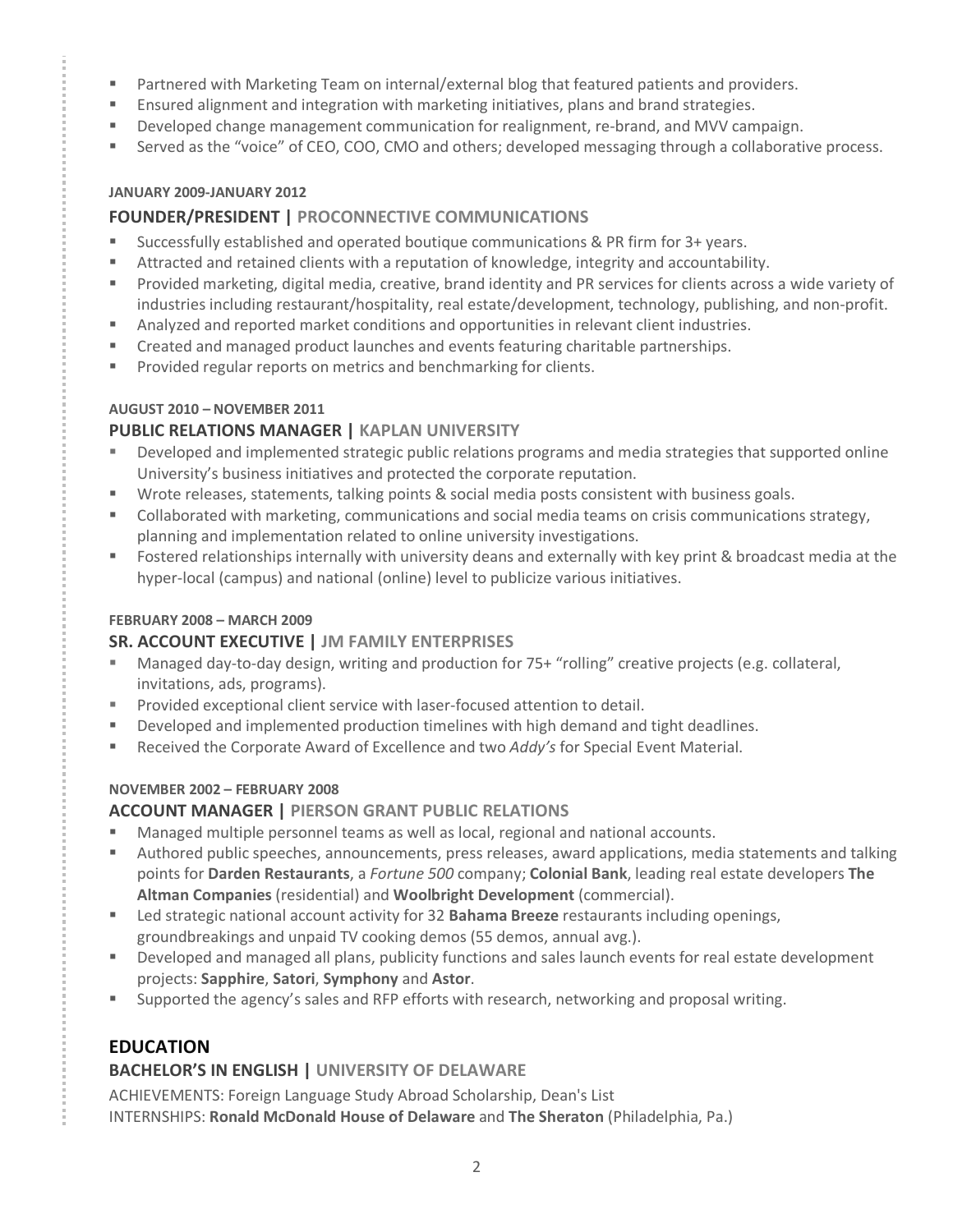- Partnered with Marketing Team on internal/external blog that featured patients and providers.
- Ensured alignment and integration with marketing initiatives, plans and brand strategies.
- Developed change management communication for realignment, re-brand, and MVV campaign.
- Served as the "voice" of CEO, COO, CMO and others; developed messaging through a collaborative process.

**JANUARY 2009-JANUARY 2012**

### FOUNDER/PRESIDENT | PROCONNECTIVE COMMUNICATIONS

- Successfully established and operated boutique communications & PR firm for 3+ years.
- Attracted and retained clients with a reputation of knowledge, integrity and accountability.
- Provided marketing, digital media, creative, brand identity and PR services for clients across a wide variety of industries including restaurant/hospitality, real estate/development, technology, publishing, and non-profit.
- Analyzed and reported market conditions and opportunities in relevant client industries.
- Created and managed product launches and events featuring charitable partnerships.
- Provided regular reports on metrics and benchmarking for clients.

**AUGUST 2010 – NOVEMBER 2011**

### PUBLIC RELATIONS MANAGER | KAPLAN UNIVERSITY

- Developed and implemented strategic public relations programs and media strategies that supported online University's business initiatives and protected the corporate reputation.
- Wrote releases, statements, talking points & social media posts consistent with business goals.
- Collaborated with marketing, communications and social media teams on crisis communications strategy, planning and implementation related to online university investigations.
- Fostered relationships internally with university deans and externally with key print & broadcast media at the hyper-local (campus) and national (online) level to publicize various initiatives.

**FEBRUARY 2008 – MARCH 2009**

### SR. ACCOUNT EXECUTIVE | JM FAMILY ENTERPRISES

- Managed day-to-day design, writing and production for 75+ "rolling" creative projects (e.g. collateral, invitations, ads, programs).
- Provided exceptional client service with laser-focused attention to detail.
- Developed and implemented production timelines with high demand and tight deadlines.
- Received the Corporate Award of Excellence and two *Addy's* for Special Event Material.

**NOVEMBER 2002 – FEBRUARY 2008**

### ACCOUNT MANAGER | PIERSON GRANT PUBLIC RELATIONS

- Managed multiple personnel teams as well as local, regional and national accounts.
- Authored public speeches, announcements, press releases, award applications, media statements and talking points for **Darden Restaurants**, a *Fortune 500* company; **Colonial Bank**, leading real estate developers **The Altman Companies** (residential) and **Woolbright Development** (commercial).
- Led strategic national account activity for 32 **Bahama Breeze** restaurants including openings, groundbreakings and unpaid TV cooking demos (55 demos, annual avg.).
- Developed and managed all plans, publicity functions and sales launch events for real estate development projects: **Sapphire**, **Satori**, **Symphony** and **Astor**.
- Supported the agency's sales and RFP efforts with research, networking and proposal writing.

## EDUCATION

### BACHELOR'S IN ENGLISH | UNIVERSITY OF DELAWARE

ACHIEVEMENTS: Foreign Language Study Abroad Scholarship, Dean's List
INTERNSHIPS: **Ronald McDonald House of Delaware** and **The Sheraton** (Philadelphia, Pa.)